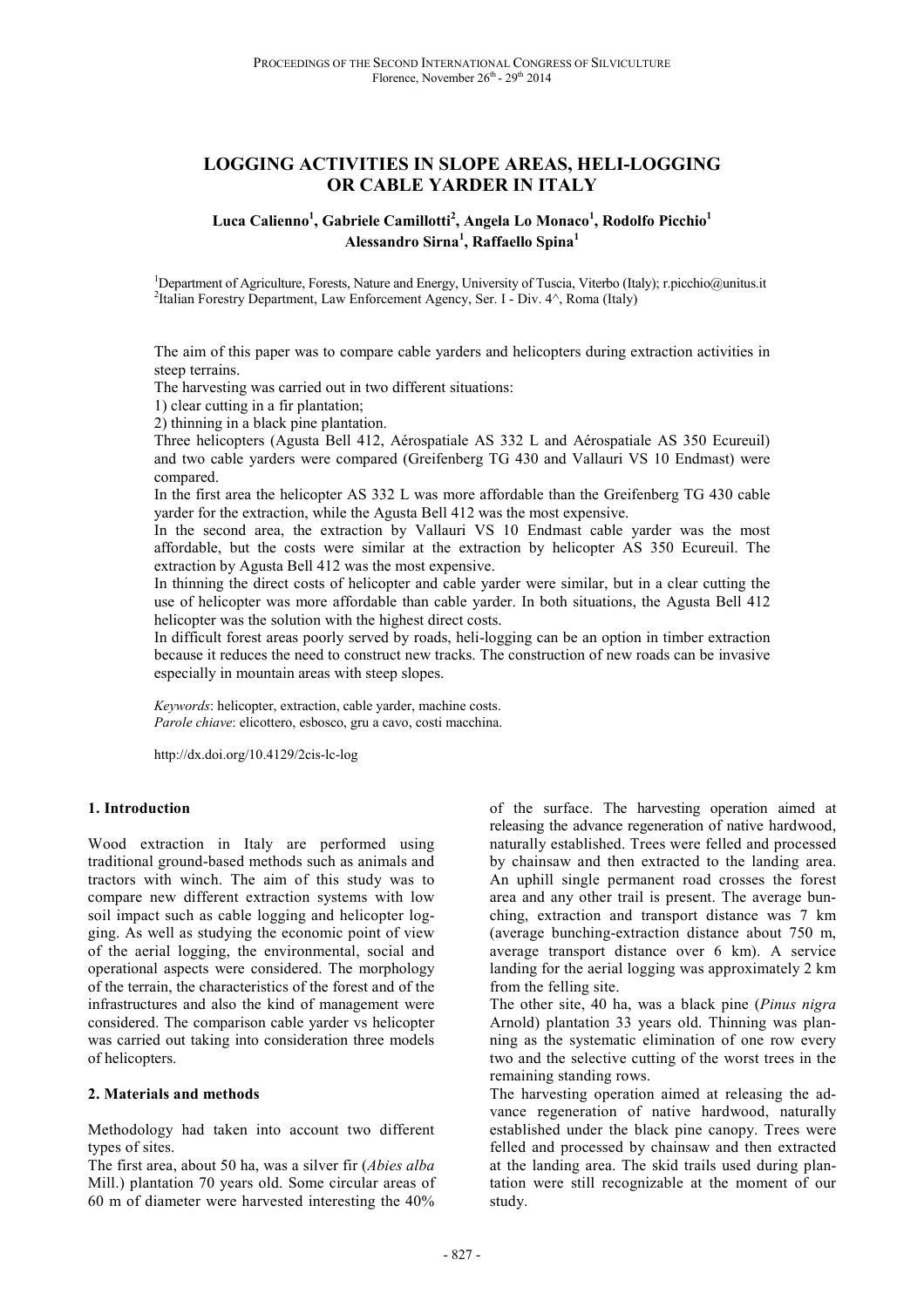# LOGGING ACTIVITIES IN SLOPE AREAS, HELI-LOGGING OR CABLE YARDER IN ITALY

**Luca Calienno[1], Gabriele Camillotti[2], Angela Lo Monaco[1], Rodolfo Picchio[1] Alessandro Sirna[1], Raffaello Spina[1]**

[1]Department of Agriculture, Forests, Nature and Energy, University of Tuscia, Viterbo (Italy); r.picchio@unitus.it
[2]Italian Forestry Department, Law Enforcement Agency, Ser. I - Div. 4^, Roma (Italy)

The aim of this paper was to compare cable yarders and helicopters during extraction activities in steep terrains.
The harvesting was carried out in two different situations:
1) clear cutting in a fir plantation;
2) thinning in a black pine plantation.
Three helicopters (Agusta Bell 412, Aérospatiale AS 332 L and Aérospatiale AS 350 Ecureuil) and two cable yarders were compared (Greifenberg TG 430 and Vallauri VS 10 Endmast) were compared.
In the first area the helicopter AS 332 L was more affordable than the Greifenberg TG 430 cable yarder for the extraction, while the Agusta Bell 412 was the most expensive.
In the second area, the extraction by Vallauri VS 10 Endmast cable yarder was the most affordable, but the costs were similar at the extraction by helicopter AS 350 Ecureuil. The extraction by Agusta Bell 412 was the most expensive.
In thinning the direct costs of helicopter and cable yarder were similar, but in a clear cutting the use of helicopter was more affordable than cable yarder. In both situations, the Agusta Bell 412 helicopter was the solution with the highest direct costs.
In difficult forest areas poorly served by roads, heli-logging can be an option in timber extraction because it reduces the need to construct new tracks. The construction of new roads can be invasive especially in mountain areas with steep slopes.

*Keywords*: helicopter, extraction, cable yarder, machine costs.
*Parole chiave*: elicottero, esbosco, gru a cavo, costi macchina.

http://dx.doi.org/10.4129/2cis-lc-log

## 1. Introduction

Wood extraction in Italy are performed using traditional ground-based methods such as animals and tractors with winch. The aim of this study was to compare new different extraction systems with low soil impact such as cable logging and helicopter logging. As well as studying the economic point of view of the aerial logging, the environmental, social and operational aspects were considered. The morphology of the terrain, the characteristics of the forest and of the infrastructures and also the kind of management were considered. The comparison cable yarder vs helicopter was carried out taking into consideration three models of helicopters.

## 2. Materials and methods

Methodology had taken into account two different types of sites.
The first area, about 50 ha, was a silver fir (*Abies alba* Mill.) plantation 70 years old. Some circular areas of 60 m of diameter were harvested interesting the 40% of the surface. The harvesting operation aimed at releasing the advance regeneration of native hardwood, naturally established. Trees were felled and processed by chainsaw and then extracted to the landing area. An uphill single permanent road crosses the forest area and any other trail is present. The average bunching, extraction and transport distance was 7 km (average bunching-extraction distance about 750 m, average transport distance over 6 km). A service landing for the aerial logging was approximately 2 km from the felling site.
The other site, 40 ha, was a black pine (*Pinus nigra* Arnold) plantation 33 years old. Thinning was planning as the systematic elimination of one row every two and the selective cutting of the worst trees in the remaining standing rows.
The harvesting operation aimed at releasing the advance regeneration of native hardwood, naturally established under the black pine canopy. Trees were felled and processed by chainsaw and then extracted at the landing area. The skid trails used during plantation were still recognizable at the moment of our study.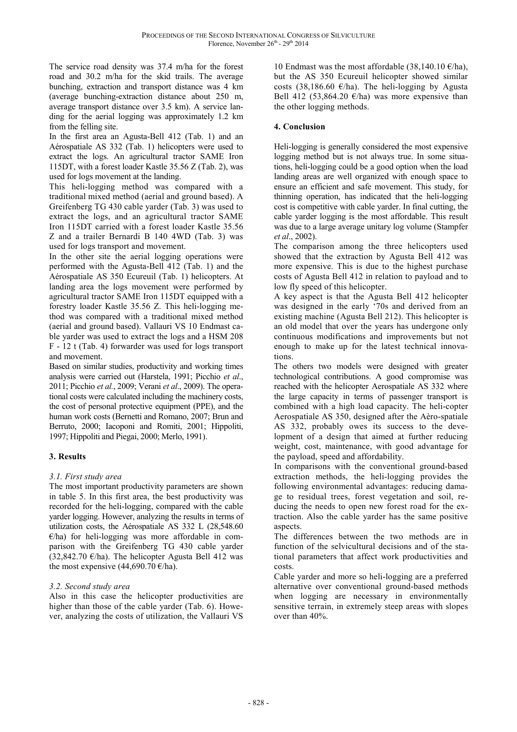The service road density was 37.4 m/ha for the forest road and 30.2 m/ha for the skid trails. The average bunching, extraction and transport distance was 4 km (average bunching-extraction distance about 250 m, average transport distance over 3.5 km). A service landing for the aerial logging was approximately 1.2 km from the felling site.

In the first area an Agusta-Bell 412 (Tab. 1) and an Aérospatiale AS 332 (Tab. 1) helicopters were used to extract the logs. An agricultural tractor SAME Iron 115DT, with a forest loader Kastle 35.56 Z (Tab. 2), was used for logs movement at the landing.

This heli-logging method was compared with a traditional mixed method (aerial and ground based). A Greifenberg TG 430 cable yarder (Tab. 3) was used to extract the logs, and an agricultural tractor SAME Iron 115DT carried with a forest loader Kastle 35.56 Z and a trailer Bernardi B 140 4WD (Tab. 3) was used for logs transport and movement.

In the other site the aerial logging operations were performed with the Agusta-Bell 412 (Tab. 1) and the Aérospatiale AS 350 Ecureuil (Tab. 1) helicopters. At landing area the logs movement were performed by agricultural tractor SAME Iron 115DT equipped with a forestry loader Kastle 35.56 Z. This heli-logging method was compared with a traditional mixed method (aerial and ground based). Vallauri VS 10 Endmast cable yarder was used to extract the logs and a HSM 208 F - 12 t (Tab. 4) forwarder was used for logs transport and movement.

Based on similar studies, productivity and working times analysis were carried out (Harstela, 1991; Picchio *et al*., 2011; Picchio *et al.*, 2009; Verani *et al*., 2009). The operational costs were calculated including the machinery costs, the cost of personal protective equipment (PPE), and the human work costs (Bernetti and Romano, 2007; Brun and Berruto, 2000; Iacoponi and Romiti, 2001; Hippoliti, 1997; Hippoliti and Piegai, 2000; Merlo, 1991).

## 3. Results

### *3.1. First study area*

The most important productivity parameters are shown in table 5. In this first area, the best productivity was recorded for the heli-logging, compared with the cable yarder logging. However, analyzing the results in terms of utilization costs, the Aérospatiale AS 332 L (28,548.60 €/ha) for heli-logging was more affordable in comparison with the Greifenberg TG 430 cable yarder (32,842.70 €/ha). The helicopter Agusta Bell 412 was the most expensive (44,690.70 €/ha).

### *3.2. Second study area*

Also in this case the helicopter productivities are higher than those of the cable yarder (Tab. 6). However, analyzing the costs of utilization, the Vallauri VS 10 Endmast was the most affordable (38,140.10 €/ha), but the AS 350 Ecureuil helicopter showed similar costs (38,186.60 €/ha). The heli-logging by Agusta Bell 412 (53,864.20 €/ha) was more expensive than the other logging methods.

## 4. Conclusion

Heli-logging is generally considered the most expensive logging method but is not always true. In some situations, heli-logging could be a good option when the load landing areas are well organized with enough space to ensure an efficient and safe movement. This study, for thinning operation, has indicated that the heli-logging cost is competitive with cable yarder. In final cutting, the cable yarder logging is the most affordable. This result was due to a large average unitary log volume (Stampfer *et al*., 2002).

The comparison among the three helicopters used showed that the extraction by Agusta Bell 412 was more expensive. This is due to the highest purchase costs of Agusta Bell 412 in relation to payload and to low fly speed of this helicopter.

A key aspect is that the Agusta Bell 412 helicopter was designed in the early '70s and derived from an existing machine (Agusta Bell 212). This helicopter is an old model that over the years has undergone only continuous modifications and improvements but not enough to make up for the latest technical innovations.

The others two models were designed with greater technological contributions. A good compromise was reached with the helicopter Aerospatiale AS 332 where the large capacity in terms of passenger transport is combined with a high load capacity. The heli-copter Aerospatiale AS 350, designed after the Aèro-spatiale AS 332, probably owes its success to the development of a design that aimed at further reducing weight, cost, maintenance, with good advantage for the payload, speed and affordability.

In comparisons with the conventional ground-based extraction methods, the heli-logging provides the following environmental advantages: reducing damage to residual trees, forest vegetation and soil, reducing the needs to open new forest road for the extraction. Also the cable yarder has the same positive aspects.

The differences between the two methods are in function of the selvicultural decisions and of the stational parameters that affect work productivities and costs.

Cable yarder and more so heli-logging are a preferred alternative over conventional ground-based methods when logging are necessary in environmentally sensitive terrain, in extremely steep areas with slopes over than 40%.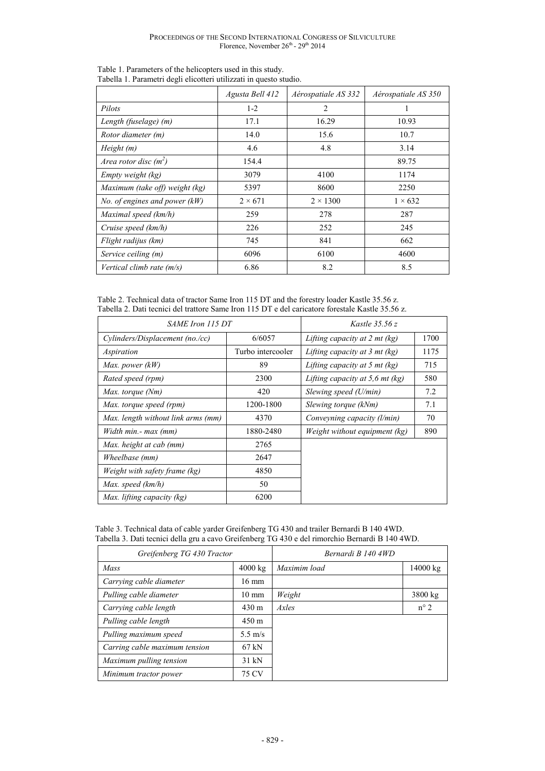Table 1. Parameters of the helicopters used in this study.
Tabella 1. Parametri degli elicotteri utilizzati in questo studio.

| | *Agusta Bell 412* | *Aérospatiale AS 332* | *Aérospatiale AS 350* |
|---|---|---|---|
| *Pilots* | 1-2 | 2 | 1 |
| *Length (fuselage) (m)* | 17.1 | 16.29 | 10.93 |
| *Rotor diameter (m)* | 14.0 | 15.6 | 10.7 |
| *Height (m)* | 4.6 | 4.8 | 3.14 |
| *Area rotor disc ($m^2$)* | 154.4 | | 89.75 |
| *Empty weight (kg)* | 3079 | 4100 | 1174 |
| *Maximum (take off) weight (kg)* | 5397 | 8600 | 2250 |
| *No. of engines and power (kW)* | 2 × 671 | 2 × 1300 | 1 × 632 |
| *Maximal speed (km/h)* | 259 | 278 | 287 |
| *Cruise speed (km/h)* | 226 | 252 | 245 |
| *Flight radijus (km)* | 745 | 841 | 662 |
| *Service ceiling (m)* | 6096 | 6100 | 4600 |
| *Vertical climb rate (m/s)* | 6.86 | 8.2 | 8.5 |

Table 2. Technical data of tractor Same Iron 115 DT and the forestry loader Kastle 35.56 z.
Tabella 2. Dati tecnici del trattore Same Iron 115 DT e del caricatore forestale Kastle 35.56 z.

| *SAME Iron 115 DT* | | *Kastle 35.56 z* | |
|---|---|---|---|
| *Cylinders/Displacement (no./cc)* | 6/6057 | *Lifting capacity at 2 mt (kg)* | 1700 |
| *Aspiration* | Turbo intercooler | *Lifting capacity at 3 mt (kg)* | 1175 |
| *Max. power (kW)* | 89 | *Lifting capacity at 5 mt (kg)* | 715 |
| *Rated speed (rpm)* | 2300 | *Lifting capacity at 5,6 mt (kg)* | 580 |
| *Max. torque (Nm)* | 420 | *Slewing speed (U/min)* | 7.2 |
| *Max. torque speed (rpm)* | 1200-1800 | *Slewing torque (kNm)* | 7.1 |
| *Max. length without link arms (mm)* | 4370 | *Conveyning capacity (l/min)* | 70 |
| *Width min.- max (mm)* | 1880-2480 | *Weight without equipment (kg)* | 890 |
| *Max. height at cab (mm)* | 2765 | | |
| *Wheelbase (mm)* | 2647 | | |
| *Weight with safety frame (kg)* | 4850 | | |
| *Max. speed (km/h)* | 50 | | |
| *Max. lifting capacity (kg)* | 6200 | | |

Table 3. Technical data of cable yarder Greifenberg TG 430 and trailer Bernardi B 140 4WD.
Tabella 3. Dati tecnici della gru a cavo Greifenberg TG 430 e del rimorchio Bernardi B 140 4WD.

| *Greifenberg TG 430 Tractor* | | *Bernardi B 140 4WD* | |
|---|---|---|---|
| *Mass* | 4000 kg | *Maximim load* | 14000 kg |
| *Carrying cable diameter* | 16 mm | | |
| *Pulling cable diameter* | 10 mm | *Weight* | 3800 kg |
| *Carrying cable length* | 430 m | *Axles* | n° 2 |
| *Pulling cable length* | 450 m | | |
| *Pulling maximum speed* | 5.5 m/s | | |
| *Carring cable maximum tension* | 67 kN | | |
| *Maximum pulling tension* | 31 kN | | |
| *Minimum tractor power* | 75 CV | | |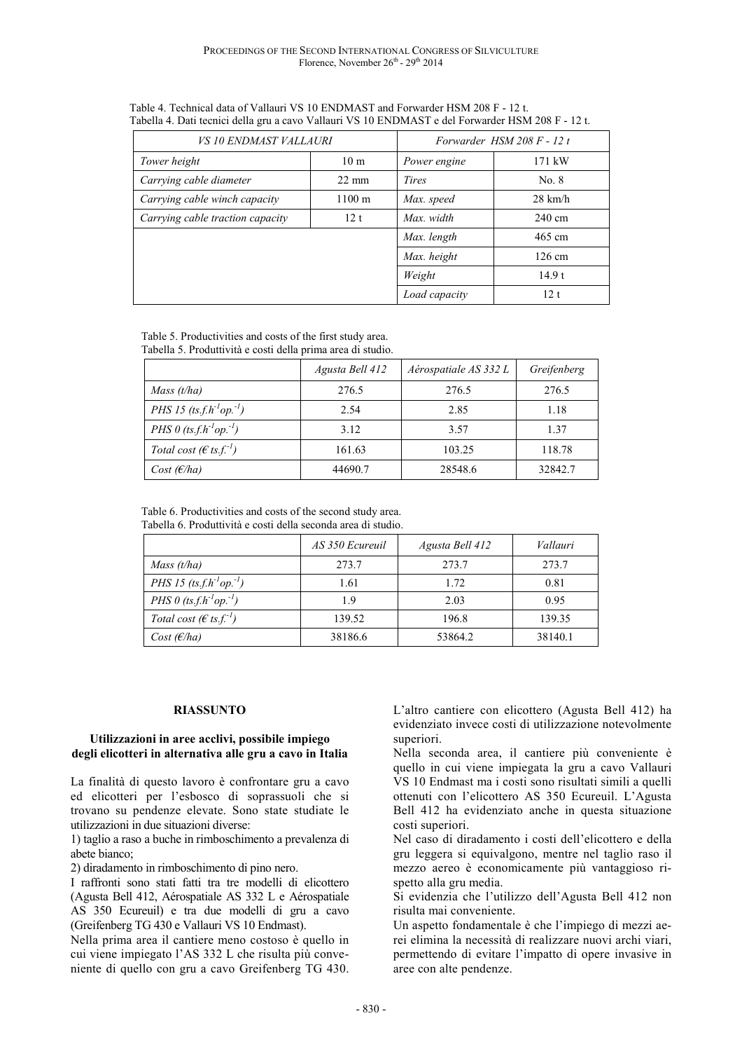Table 4. Technical data of Vallauri VS 10 ENDMAST and Forwarder HSM 208 F - 12 t.
Tabella 4. Dati tecnici della gru a cavo Vallauri VS 10 ENDMAST e del Forwarder HSM 208 F - 12 t.

| *VS 10 ENDMAST VALLAURI* | | *Forwarder HSM 208 F - 12 t* | |
|---|---|---|---|
| *Tower height* | 10 m | *Power engine* | 171 kW |
| *Carrying cable diameter* | 22 mm | *Tires* | No. 8 |
| *Carrying cable winch capacity* | 1100 m | *Max. speed* | 28 km/h |
| *Carrying cable traction capacity* | 12 t | *Max. width* | 240 cm |
| | | *Max. length* | 465 cm |
| | | *Max. height* | 126 cm |
| | | *Weight* | 14.9 t |
| | | *Load capacity* | 12 t |

Table 5. Productivities and costs of the first study area.
Tabella 5. Produttività e costi della prima area di studio.

| | *Agusta Bell 412* | *Aérospatiale AS 332 L* | *Greifenberg* |
|---|---|---|---|
| *Mass (t/ha)* | 276.5 | 276.5 | 276.5 |
| *PHS 15 (ts.f.$h^{-1}$op.$^{-1}$)* | 2.54 | 2.85 | 1.18 |
| *PHS 0 (ts.f.$h^{-1}$op.$^{-1}$)* | 3.12 | 3.57 | 1.37 |
| *Total cost (€ ts.f.$^{-1}$)* | 161.63 | 103.25 | 118.78 |
| *Cost (€/ha)* | 44690.7 | 28548.6 | 32842.7 |

Table 6. Productivities and costs of the second study area.
Tabella 6. Produttività e costi della seconda area di studio.

| | *AS 350 Ecureuil* | *Agusta Bell 412* | *Vallauri* |
|---|---|---|---|
| *Mass (t/ha)* | 273.7 | 273.7 | 273.7 |
| *PHS 15 (ts.f.$h^{-1}$op.$^{-1}$)* | 1.61 | 1.72 | 0.81 |
| *PHS 0 (ts.f.$h^{-1}$op.$^{-1}$)* | 1.9 | 2.03 | 0.95 |
| *Total cost (€ ts.f.$^{-1}$)* | 139.52 | 196.8 | 139.35 |
| *Cost (€/ha)* | 38186.6 | 53864.2 | 38140.1 |

## RIASSUNTO

### Utilizzazioni in aree acclivi, possibile impiego degli elicotteri in alternativa alle gru a cavo in Italia

La finalità di questo lavoro è confrontare gru a cavo ed elicotteri per l'esbosco di soprassuoli che si trovano su pendenze elevate. Sono state studiate le utilizzazioni in due situazioni diverse:

1) taglio a raso a buche in rimboschimento a prevalenza di abete bianco;
2) diradamento in rimboschimento di pino nero.

I raffronti sono stati fatti tra tre modelli di elicottero (Agusta Bell 412, Aérospatiale AS 332 L e Aérospatiale AS 350 Ecureuil) e tra due modelli di gru a cavo (Greifenberg TG 430 e Vallauri VS 10 Endmast).

Nella prima area il cantiere meno costoso è quello in cui viene impiegato l'AS 332 L che risulta più conveniente di quello con gru a cavo Greifenberg TG 430. L'altro cantiere con elicottero (Agusta Bell 412) ha evidenziato invece costi di utilizzazione notevolmente superiori.

Nella seconda area, il cantiere più conveniente è quello in cui viene impiegata la gru a cavo Vallauri VS 10 Endmast ma i costi sono risultati simili a quelli ottenuti con l'elicottero AS 350 Ecureuil. L'Agusta Bell 412 ha evidenziato anche in questa situazione costi superiori.

Nel caso di diradamento i costi dell'elicottero e della gru leggera si equivalgono, mentre nel taglio raso il mezzo aereo è economicamente più vantaggioso rispetto alla gru media.

Si evidenzia che l'utilizzo dell'Agusta Bell 412 non risulta mai conveniente.

Un aspetto fondamentale è che l'impiego di mezzi aerei elimina la necessità di realizzare nuovi archi viari, permettendo di evitare l'impatto di opere invasive in aree con alte pendenze.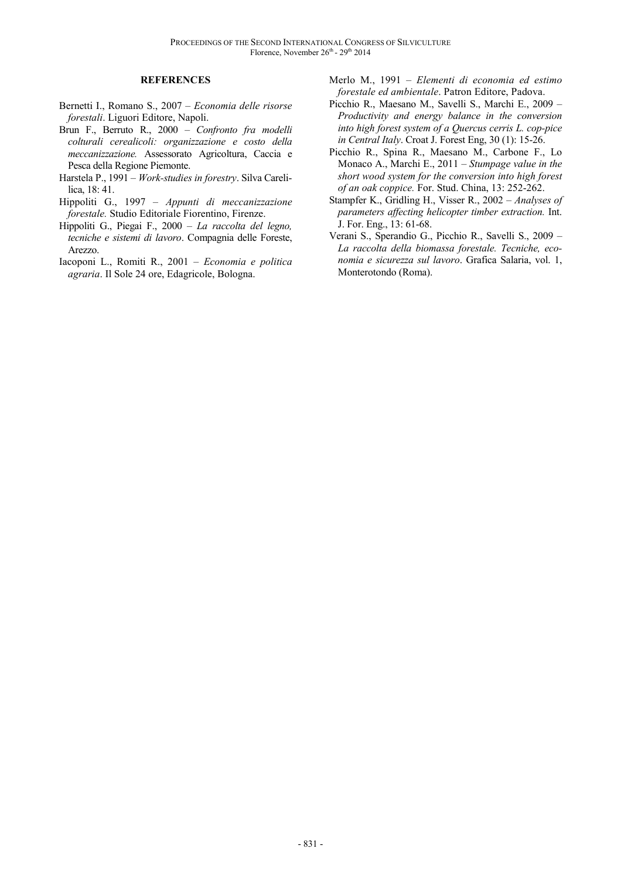## REFERENCES

Bernetti I., Romano S., 2007 – *Economia delle risorse forestali*. Liguori Editore, Napoli.

Brun F., Berruto R., 2000 – *Confronto fra modelli colturali cerealicoli: organizzazione e costo della meccanizzazione.* Assessorato Agricoltura, Caccia e Pesca della Regione Piemonte.

Harstela P., 1991 – *Work-studies in forestry*. Silva Carelilica, 18: 41.

Hippoliti G., 1997 – *Appunti di meccanizzazione forestale.* Studio Editoriale Fiorentino, Firenze.

Hippoliti G., Piegai F., 2000 – *La raccolta del legno, tecniche e sistemi di lavoro*. Compagnia delle Foreste, Arezzo.

Iacoponi L., Romiti R., 2001 – *Economia e politica agraria*. Il Sole 24 ore, Edagricole, Bologna.

Merlo M., 1991 – *Elementi di economia ed estimo forestale ed ambientale*. Patron Editore, Padova.

Picchio R., Maesano M., Savelli S., Marchi E., 2009 – *Productivity and energy balance in the conversion into high forest system of a Quercus cerris L. cop-pice in Central Italy*. Croat J. Forest Eng, 30 (1): 15-26.

Picchio R., Spina R., Maesano M., Carbone F., Lo Monaco A., Marchi E., 2011 – *Stumpage value in the short wood system for the conversion into high forest of an oak coppice.* For. Stud. China, 13: 252-262.

Stampfer K., Gridling H., Visser R., 2002 – *Analyses of parameters affecting helicopter timber extraction.* Int. J. For. Eng., 13: 61-68.

Verani S., Sperandio G., Picchio R., Savelli S., 2009 – *La raccolta della biomassa forestale. Tecniche, economia e sicurezza sul lavoro*. Grafica Salaria, vol. 1, Monterotondo (Roma).